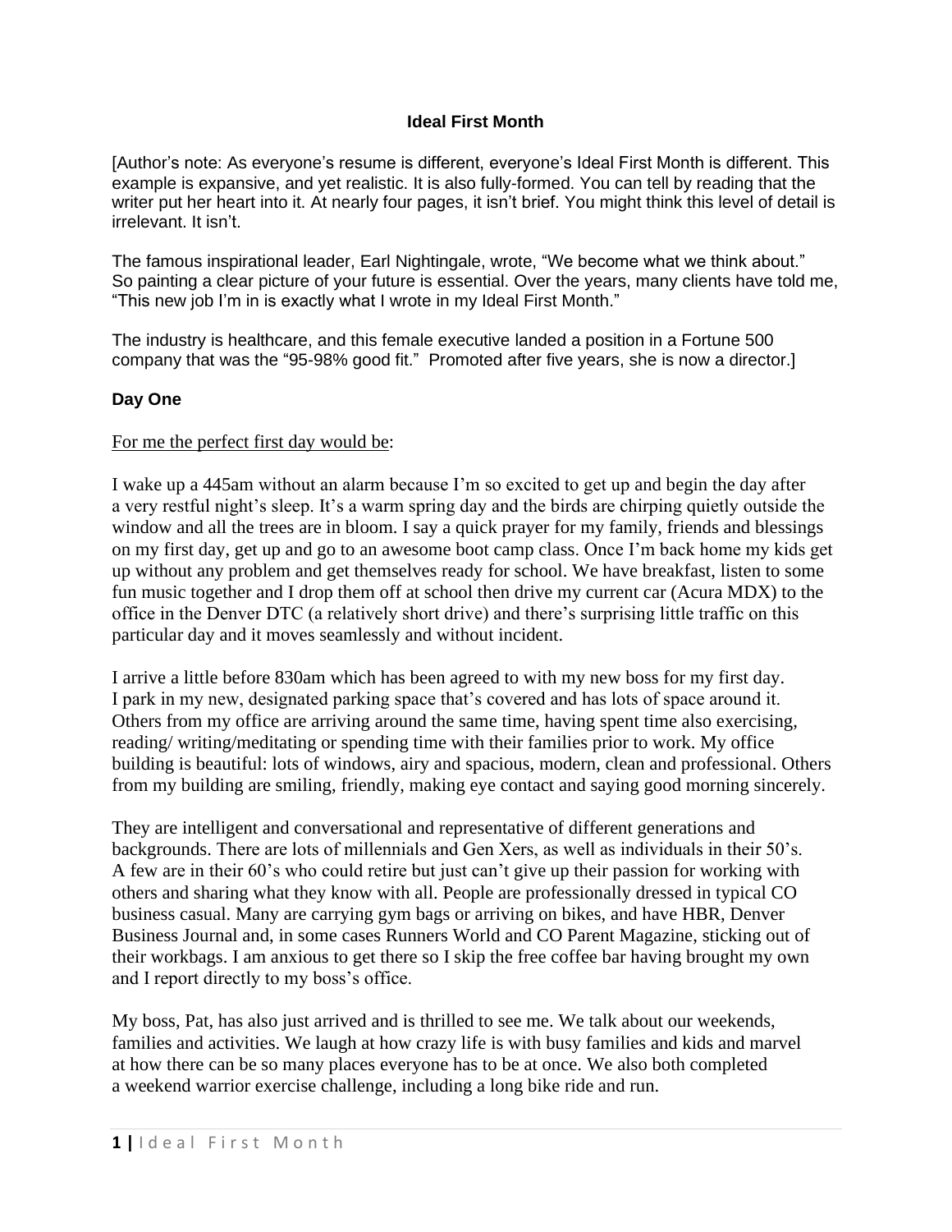# Ideal First Month

[Author's note: As everyone's resume is different, everyone's Ideal First Month is different. This example is expansive, and yet realistic. It is also fully-formed. You can tell by reading that the writer put her heart into it. At nearly four pages, it isn't brief. You might think this level of detail is irrelevant. It isn't.

The famous inspirational leader, Earl Nightingale, wrote, "We become what we think about." So painting a clear picture of your future is essential. Over the years, many clients have told me, "This new job I'm in is exactly what I wrote in my Ideal First Month."

The industry is healthcare, and this female executive landed a position in a Fortune 500 company that was the "95-98% good fit." Promoted after five years, she is now a director.]

## Day One

<u>For me the perfect first day would be</u>:

I wake up a 445am without an alarm because I'm so excited to get up and begin the day after a very restful night's sleep. It's a warm spring day and the birds are chirping quietly outside the window and all the trees are in bloom. I say a quick prayer for my family, friends and blessings on my first day, get up and go to an awesome boot camp class. Once I'm back home my kids get up without any problem and get themselves ready for school. We have breakfast, listen to some fun music together and I drop them off at school then drive my current car (Acura MDX) to the office in the Denver DTC (a relatively short drive) and there's surprising little traffic on this particular day and it moves seamlessly and without incident.

I arrive a little before 830am which has been agreed to with my new boss for my first day. I park in my new, designated parking space that's covered and has lots of space around it. Others from my office are arriving around the same time, having spent time also exercising, reading/ writing/meditating or spending time with their families prior to work. My office building is beautiful: lots of windows, airy and spacious, modern, clean and professional. Others from my building are smiling, friendly, making eye contact and saying good morning sincerely.

They are intelligent and conversational and representative of different generations and backgrounds. There are lots of millennials and Gen Xers, as well as individuals in their 50's. A few are in their 60's who could retire but just can't give up their passion for working with others and sharing what they know with all. People are professionally dressed in typical CO business casual. Many are carrying gym bags or arriving on bikes, and have HBR, Denver Business Journal and, in some cases Runners World and CO Parent Magazine, sticking out of their workbags. I am anxious to get there so I skip the free coffee bar having brought my own and I report directly to my boss's office.

My boss, Pat, has also just arrived and is thrilled to see me. We talk about our weekends, families and activities. We laugh at how crazy life is with busy families and kids and marvel at how there can be so many places everyone has to be at once. We also both completed a weekend warrior exercise challenge, including a long bike ride and run.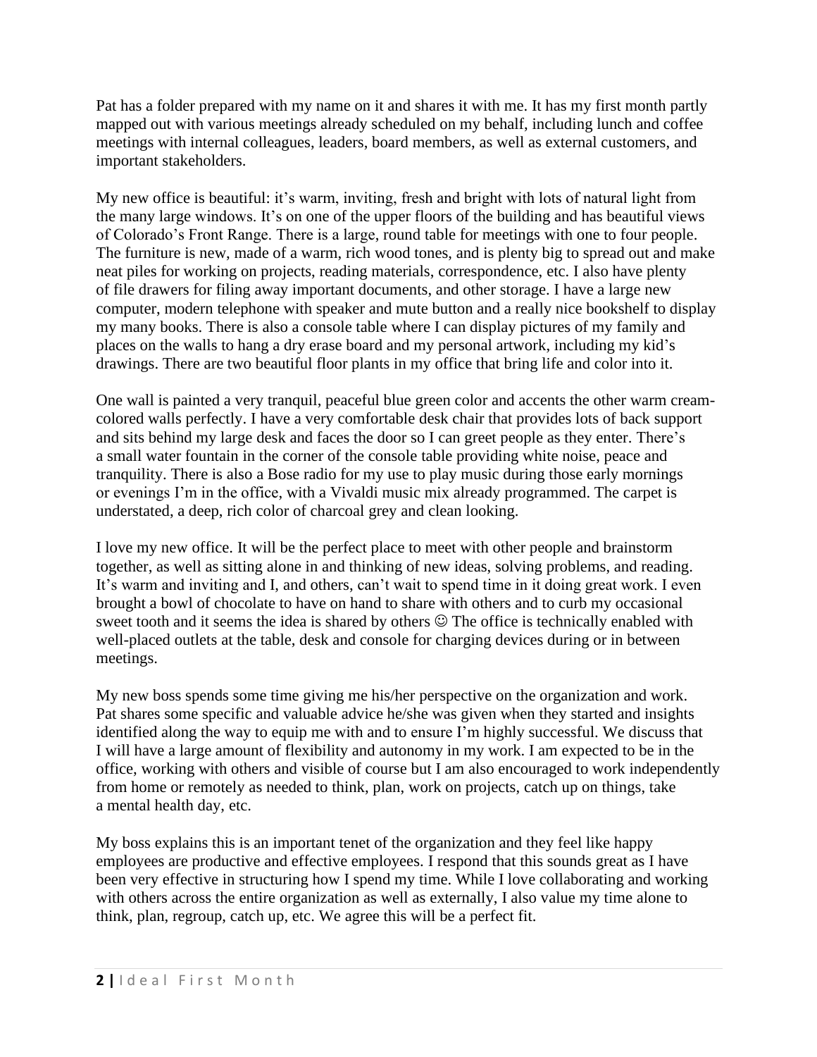Pat has a folder prepared with my name on it and shares it with me. It has my first month partly mapped out with various meetings already scheduled on my behalf, including lunch and coffee meetings with internal colleagues, leaders, board members, as well as external customers, and important stakeholders.

My new office is beautiful: it's warm, inviting, fresh and bright with lots of natural light from the many large windows. It's on one of the upper floors of the building and has beautiful views of Colorado's Front Range. There is a large, round table for meetings with one to four people. The furniture is new, made of a warm, rich wood tones, and is plenty big to spread out and make neat piles for working on projects, reading materials, correspondence, etc. I also have plenty of file drawers for filing away important documents, and other storage. I have a large new computer, modern telephone with speaker and mute button and a really nice bookshelf to display my many books. There is also a console table where I can display pictures of my family and places on the walls to hang a dry erase board and my personal artwork, including my kid's drawings. There are two beautiful floor plants in my office that bring life and color into it.

One wall is painted a very tranquil, peaceful blue green color and accents the other warm cream-colored walls perfectly. I have a very comfortable desk chair that provides lots of back support and sits behind my large desk and faces the door so I can greet people as they enter. There's a small water fountain in the corner of the console table providing white noise, peace and tranquility. There is also a Bose radio for my use to play music during those early mornings or evenings I'm in the office, with a Vivaldi music mix already programmed. The carpet is understated, a deep, rich color of charcoal grey and clean looking.

I love my new office. It will be the perfect place to meet with other people and brainstorm together, as well as sitting alone in and thinking of new ideas, solving problems, and reading. It's warm and inviting and I, and others, can't wait to spend time in it doing great work. I even brought a bowl of chocolate to have on hand to share with others and to curb my occasional sweet tooth and it seems the idea is shared by others ☺ The office is technically enabled with well-placed outlets at the table, desk and console for charging devices during or in between meetings.

My new boss spends some time giving me his/her perspective on the organization and work. Pat shares some specific and valuable advice he/she was given when they started and insights identified along the way to equip me with and to ensure I'm highly successful. We discuss that I will have a large amount of flexibility and autonomy in my work. I am expected to be in the office, working with others and visible of course but I am also encouraged to work independently from home or remotely as needed to think, plan, work on projects, catch up on things, take a mental health day, etc.

My boss explains this is an important tenet of the organization and they feel like happy employees are productive and effective employees. I respond that this sounds great as I have been very effective in structuring how I spend my time. While I love collaborating and working with others across the entire organization as well as externally, I also value my time alone to think, plan, regroup, catch up, etc. We agree this will be a perfect fit.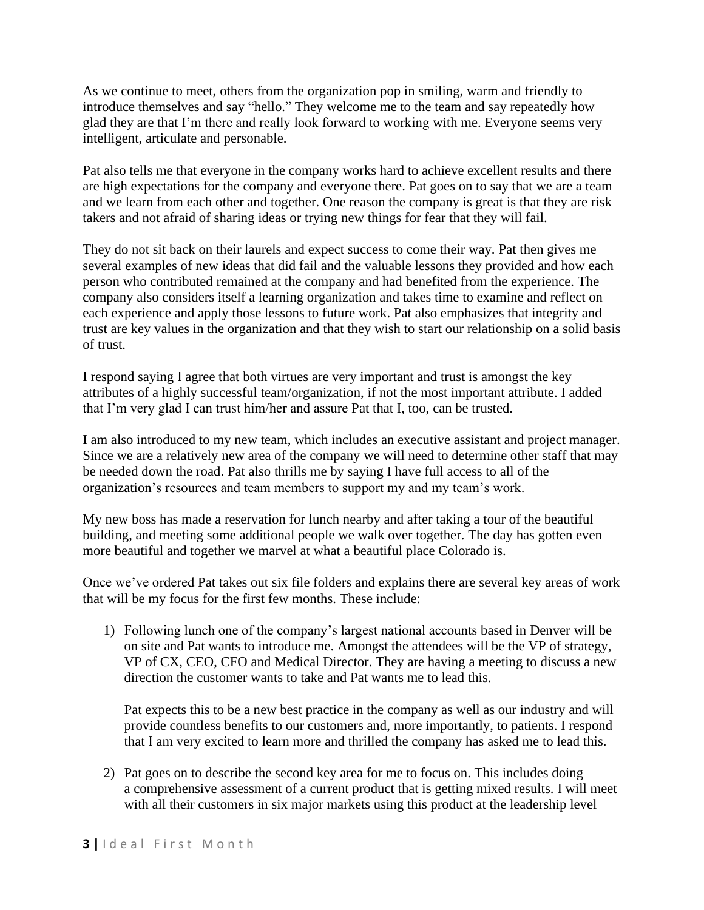As we continue to meet, others from the organization pop in smiling, warm and friendly to introduce themselves and say "hello." They welcome me to the team and say repeatedly how glad they are that I'm there and really look forward to working with me. Everyone seems very intelligent, articulate and personable.

Pat also tells me that everyone in the company works hard to achieve excellent results and there are high expectations for the company and everyone there. Pat goes on to say that we are a team and we learn from each other and together. One reason the company is great is that they are risk takers and not afraid of sharing ideas or trying new things for fear that they will fail.

They do not sit back on their laurels and expect success to come their way. Pat then gives me several examples of new ideas that did fail <u>and</u> the valuable lessons they provided and how each person who contributed remained at the company and had benefited from the experience. The company also considers itself a learning organization and takes time to examine and reflect on each experience and apply those lessons to future work. Pat also emphasizes that integrity and trust are key values in the organization and that they wish to start our relationship on a solid basis of trust.

I respond saying I agree that both virtues are very important and trust is amongst the key attributes of a highly successful team/organization, if not the most important attribute. I added that I'm very glad I can trust him/her and assure Pat that I, too, can be trusted.

I am also introduced to my new team, which includes an executive assistant and project manager. Since we are a relatively new area of the company we will need to determine other staff that may be needed down the road. Pat also thrills me by saying I have full access to all of the organization's resources and team members to support my and my team's work.

My new boss has made a reservation for lunch nearby and after taking a tour of the beautiful building, and meeting some additional people we walk over together. The day has gotten even more beautiful and together we marvel at what a beautiful place Colorado is.

Once we've ordered Pat takes out six file folders and explains there are several key areas of work that will be my focus for the first few months. These include:

1) Following lunch one of the company's largest national accounts based in Denver will be on site and Pat wants to introduce me. Amongst the attendees will be the VP of strategy, VP of CX, CEO, CFO and Medical Director. They are having a meeting to discuss a new direction the customer wants to take and Pat wants me to lead this.

   Pat expects this to be a new best practice in the company as well as our industry and will provide countless benefits to our customers and, more importantly, to patients. I respond that I am very excited to learn more and thrilled the company has asked me to lead this.

2) Pat goes on to describe the second key area for me to focus on. This includes doing a comprehensive assessment of a current product that is getting mixed results. I will meet with all their customers in six major markets using this product at the leadership level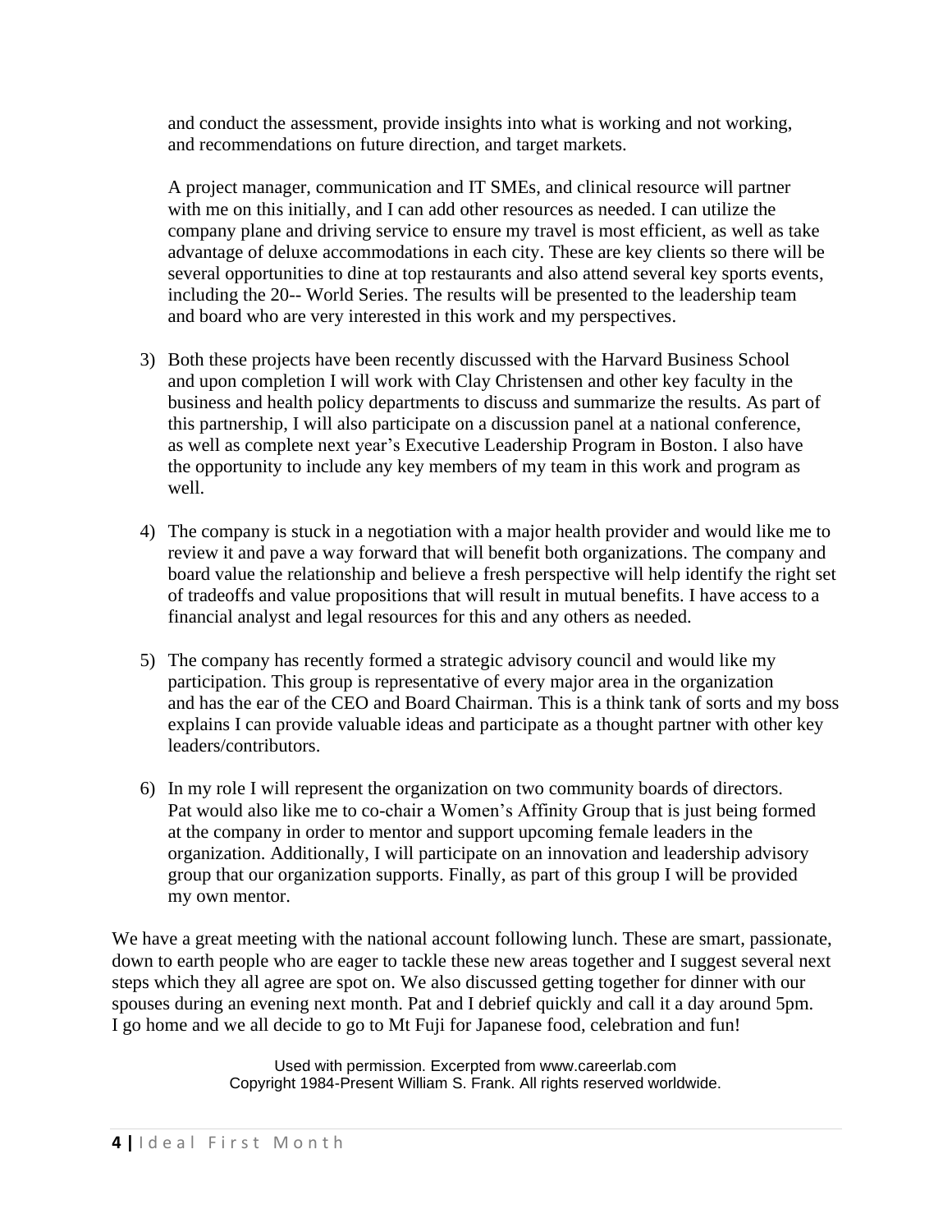and conduct the assessment, provide insights into what is working and not working, and recommendations on future direction, and target markets.

A project manager, communication and IT SMEs, and clinical resource will partner with me on this initially, and I can add other resources as needed. I can utilize the company plane and driving service to ensure my travel is most efficient, as well as take advantage of deluxe accommodations in each city. These are key clients so there will be several opportunities to dine at top restaurants and also attend several key sports events, including the 20-- World Series. The results will be presented to the leadership team and board who are very interested in this work and my perspectives.

3) Both these projects have been recently discussed with the Harvard Business School and upon completion I will work with Clay Christensen and other key faculty in the business and health policy departments to discuss and summarize the results. As part of this partnership, I will also participate on a discussion panel at a national conference, as well as complete next year's Executive Leadership Program in Boston. I also have the opportunity to include any key members of my team in this work and program as well.

4) The company is stuck in a negotiation with a major health provider and would like me to review it and pave a way forward that will benefit both organizations. The company and board value the relationship and believe a fresh perspective will help identify the right set of tradeoffs and value propositions that will result in mutual benefits. I have access to a financial analyst and legal resources for this and any others as needed.

5) The company has recently formed a strategic advisory council and would like my participation. This group is representative of every major area in the organization and has the ear of the CEO and Board Chairman. This is a think tank of sorts and my boss explains I can provide valuable ideas and participate as a thought partner with other key leaders/contributors.

6) In my role I will represent the organization on two community boards of directors. Pat would also like me to co-chair a Women's Affinity Group that is just being formed at the company in order to mentor and support upcoming female leaders in the organization. Additionally, I will participate on an innovation and leadership advisory group that our organization supports. Finally, as part of this group I will be provided my own mentor.

We have a great meeting with the national account following lunch. These are smart, passionate, down to earth people who are eager to tackle these new areas together and I suggest several next steps which they all agree are spot on. We also discussed getting together for dinner with our spouses during an evening next month. Pat and I debrief quickly and call it a day around 5pm. I go home and we all decide to go to Mt Fuji for Japanese food, celebration and fun!

Used with permission. Excerpted from www.careerlab.com
Copyright 1984-Present William S. Frank. All rights reserved worldwide.